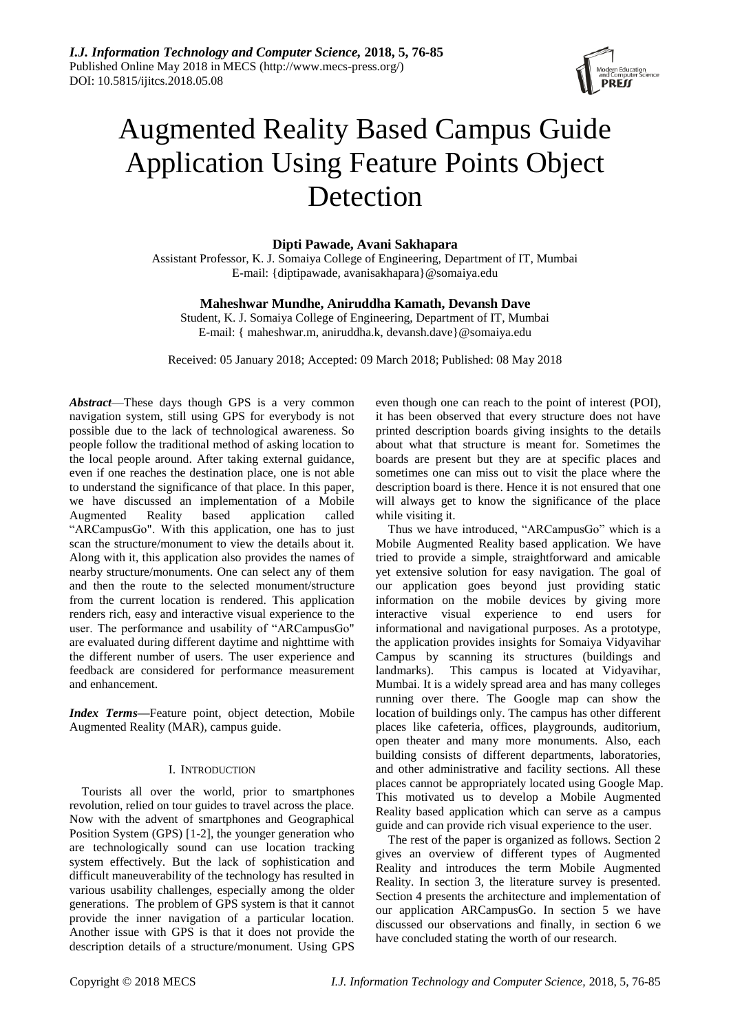# Augmented Reality Based Campus Guide Application Using Feature Points Object Detection

**Dipti Pawade, Avani Sakhapara**

Assistant Professor, K. J. Somaiya College of Engineering, Department of IT, Mumbai
E-mail: {diptipawade, avanisakhapara}@somaiya.edu

**Maheshwar Mundhe, Aniruddha Kamath, Devansh Dave**

Student, K. J. Somaiya College of Engineering, Department of IT, Mumbai
E-mail: { maheshwar.m, aniruddha.k, devansh.dave}@somaiya.edu

Received: 05 January 2018; Accepted: 09 March 2018; Published: 08 May 2018

***Abstract*****—**These days though GPS is a very common navigation system, still using GPS for everybody is not possible due to the lack of technological awareness. So people follow the traditional method of asking location to the local people around. After taking external guidance, even if one reaches the destination place, one is not able to understand the significance of that place. In this paper, we have discussed an implementation of a Mobile Augmented Reality based application called "ARCampusGo". With this application, one has to just scan the structure/monument to view the details about it. Along with it, this application also provides the names of nearby structure/monuments. One can select any of them and then the route to the selected monument/structure from the current location is rendered. This application renders rich, easy and interactive visual experience to the user. The performance and usability of "ARCampusGo" are evaluated during different daytime and nighttime with the different number of users. The user experience and feedback are considered for performance measurement and enhancement.

***Index Terms*****—**Feature point, object detection, Mobile Augmented Reality (MAR), campus guide.

## I. Introduction

Tourists all over the world, prior to smartphones revolution, relied on tour guides to travel across the place. Now with the advent of smartphones and Geographical Position System (GPS) [1-2], the younger generation who are technologically sound can use location tracking system effectively. But the lack of sophistication and difficult maneuverability of the technology has resulted in various usability challenges, especially among the older generations. The problem of GPS system is that it cannot provide the inner navigation of a particular location. Another issue with GPS is that it does not provide the description details of a structure/monument. Using GPS even though one can reach to the point of interest (POI), it has been observed that every structure does not have printed description boards giving insights to the details about what that structure is meant for. Sometimes the boards are present but they are at specific places and sometimes one can miss out to visit the place where the description board is there. Hence it is not ensured that one will always get to know the significance of the place while visiting it.

Thus we have introduced, "ARCampusGo" which is a Mobile Augmented Reality based application. We have tried to provide a simple, straightforward and amicable yet extensive solution for easy navigation. The goal of our application goes beyond just providing static information on the mobile devices by giving more interactive visual experience to end users for informational and navigational purposes. As a prototype, the application provides insights for Somaiya Vidyavihar Campus by scanning its structures (buildings and landmarks). This campus is located at Vidyavihar, Mumbai. It is a widely spread area and has many colleges running over there. The Google map can show the location of buildings only. The campus has other different places like cafeteria, offices, playgrounds, auditorium, open theater and many more monuments. Also, each building consists of different departments, laboratories, and other administrative and facility sections. All these places cannot be appropriately located using Google Map. This motivated us to develop a Mobile Augmented Reality based application which can serve as a campus guide and can provide rich visual experience to the user.

The rest of the paper is organized as follows. Section 2 gives an overview of different types of Augmented Reality and introduces the term Mobile Augmented Reality. In section 3, the literature survey is presented. Section 4 presents the architecture and implementation of our application ARCampusGo. In section 5 we have discussed our observations and finally, in section 6 we have concluded stating the worth of our research.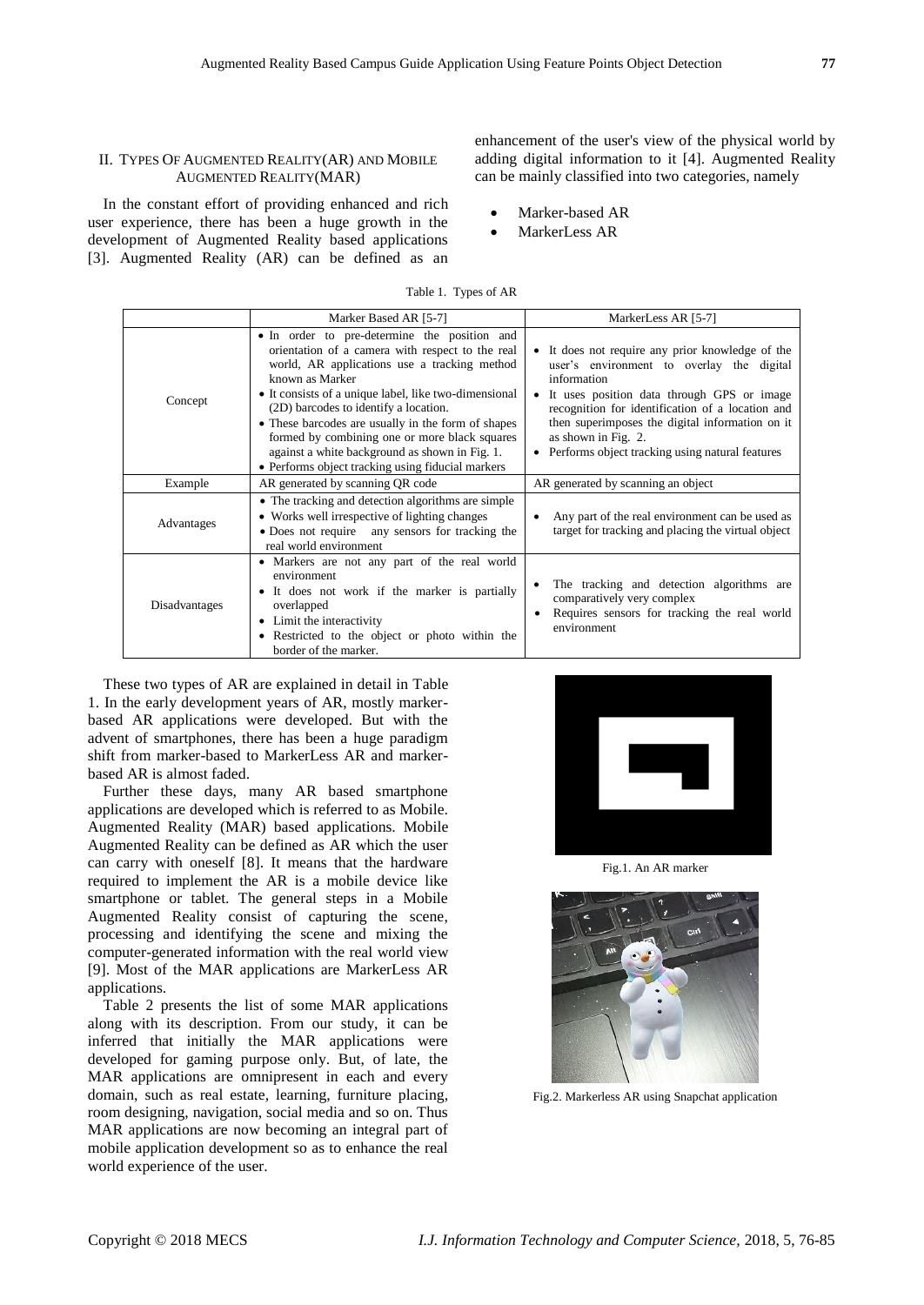## II. Types Of Augmented Reality(AR) and Mobile Augmented Reality(MAR)

In the constant effort of providing enhanced and rich user experience, there has been a huge growth in the development of Augmented Reality based applications [3]. Augmented Reality (AR) can be defined as an enhancement of the user's view of the physical world by adding digital information to it [4]. Augmented Reality can be mainly classified into two categories, namely

- Marker-based AR
- MarkerLess AR

Table 1. Types of AR

| | Marker Based AR [5-7] | MarkerLess AR [5-7] |
|---|---|---|
| Concept | • In order to pre-determine the position and orientation of a camera with respect to the real world, AR applications use a tracking method known as Marker<br>• It consists of a unique label, like two-dimensional (2D) barcodes to identify a location.<br>• These barcodes are usually in the form of shapes formed by combining one or more black squares against a white background as shown in Fig. 1.<br>• Performs object tracking using fiducial markers | • It does not require any prior knowledge of the user's environment to overlay the digital information<br>• It uses position data through GPS or image recognition for identification of a location and then superimposes the digital information on it as shown in Fig. 2.<br>• Performs object tracking using natural features |
| Example | AR generated by scanning QR code | AR generated by scanning an object |
| Advantages | • The tracking and detection algorithms are simple<br>• Works well irrespective of lighting changes<br>• Does not require any sensors for tracking the real world environment | • Any part of the real environment can be used as target for tracking and placing the virtual object |
| Disadvantages | • Markers are not any part of the real world environment<br>• It does not work if the marker is partially overlapped<br>• Limit the interactivity<br>• Restricted to the object or photo within the border of the marker. | • The tracking and detection algorithms are comparatively very complex<br>• Requires sensors for tracking the real world environment |

These two types of AR are explained in detail in Table 1. In the early development years of AR, mostly marker-based AR applications were developed. But with the advent of smartphones, there has been a huge paradigm shift from marker-based to MarkerLess AR and marker-based AR is almost faded.

Fig.1. An AR marker

Fig.2. Markerless AR using Snapchat application

Further these days, many AR based smartphone applications are developed which is referred to as Mobile. Augmented Reality (MAR) based applications. Mobile Augmented Reality can be defined as AR which the user can carry with oneself [8]. It means that the hardware required to implement the AR is a mobile device like smartphone or tablet. The general steps in a Mobile Augmented Reality consist of capturing the scene, processing and identifying the scene and mixing the computer-generated information with the real world view [9]. Most of the MAR applications are MarkerLess AR applications.

Table 2 presents the list of some MAR applications along with its description. From our study, it can be inferred that initially the MAR applications were developed for gaming purpose only. But, of late, the MAR applications are omnipresent in each and every domain, such as real estate, learning, furniture placing, room designing, navigation, social media and so on. Thus MAR applications are now becoming an integral part of mobile application development so as to enhance the real world experience of the user.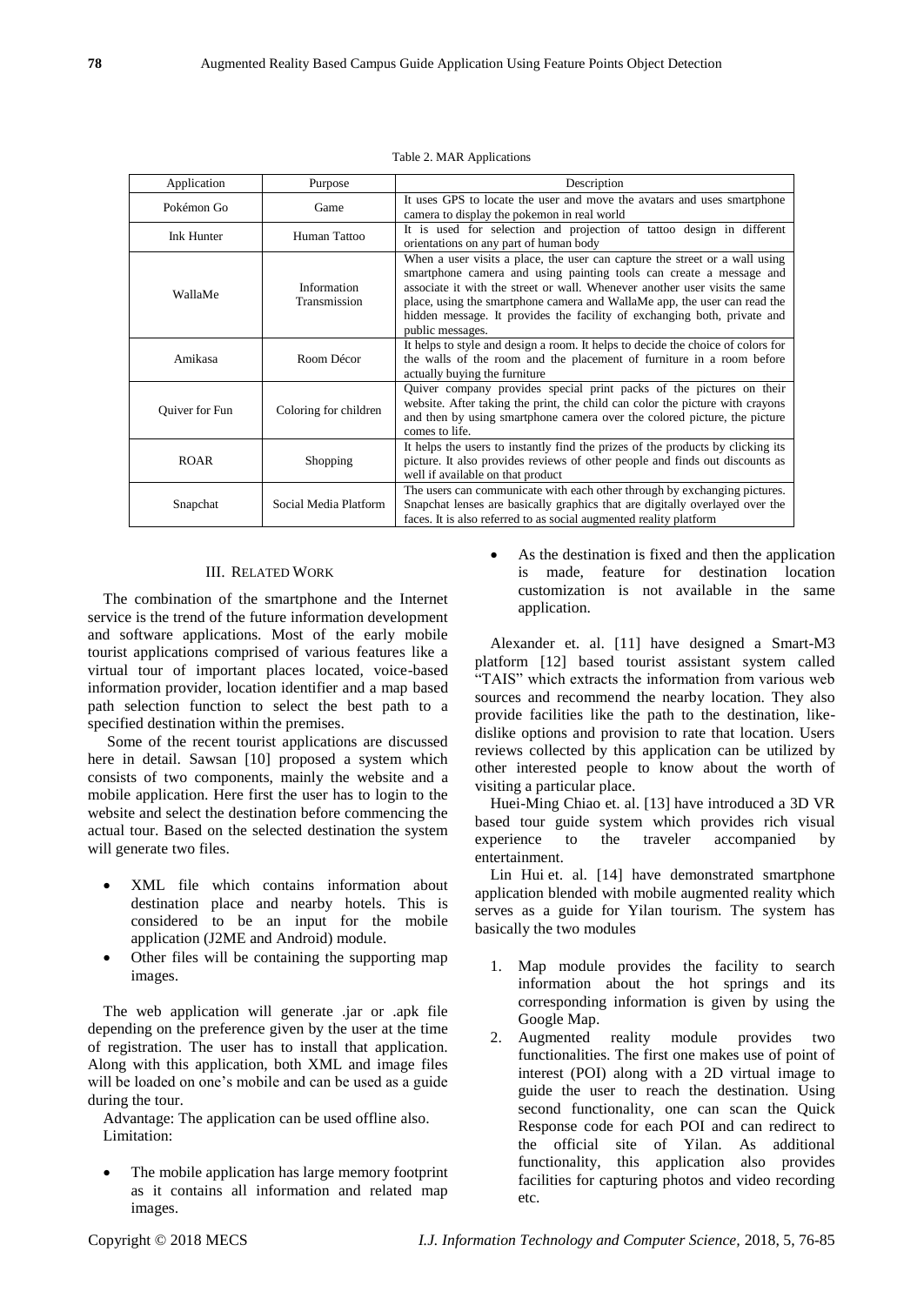Table 2. MAR Applications

| Application | Purpose | Description |
| --- | --- | --- |
| Pokémon Go | Game | It uses GPS to locate the user and move the avatars and uses smartphone camera to display the pokemon in real world |
| Ink Hunter | Human Tattoo | It is used for selection and projection of tattoo design in different orientations on any part of human body |
| WallaMe | Information Transmission | When a user visits a place, the user can capture the street or a wall using smartphone camera and using painting tools can create a message and associate it with the street or wall. Whenever another user visits the same place, using the smartphone camera and WallaMe app, the user can read the hidden message. It provides the facility of exchanging both, private and public messages. |
| Amikasa | Room Décor | It helps to style and design a room. It helps to decide the choice of colors for the walls of the room and the placement of furniture in a room before actually buying the furniture |
| Quiver for Fun | Coloring for children | Quiver company provides special print packs of the pictures on their website. After taking the print, the child can color the picture with crayons and then by using smartphone camera over the colored picture, the picture comes to life. |
| ROAR | Shopping | It helps the users to instantly find the prizes of the products by clicking its picture. It also provides reviews of other people and finds out discounts as well if available on that product |
| Snapchat | Social Media Platform | The users can communicate with each other through by exchanging pictures. Snapchat lenses are basically graphics that are digitally overlayed over the faces. It is also referred to as social augmented reality platform |

## III. Related Work

The combination of the smartphone and the Internet service is the trend of the future information development and software applications. Most of the early mobile tourist applications comprised of various features like a virtual tour of important places located, voice-based information provider, location identifier and a map based path selection function to select the best path to a specified destination within the premises.

Some of the recent tourist applications are discussed here in detail. Sawsan [10] proposed a system which consists of two components, mainly the website and a mobile application. Here first the user has to login to the website and select the destination before commencing the actual tour. Based on the selected destination the system will generate two files.

- XML file which contains information about destination place and nearby hotels. This is considered to be an input for the mobile application (J2ME and Android) module.
- Other files will be containing the supporting map images.

The web application will generate .jar or .apk file depending on the preference given by the user at the time of registration. The user has to install that application. Along with this application, both XML and image files will be loaded on one's mobile and can be used as a guide during the tour.

Advantage: The application can be used offline also.

Limitation:

- The mobile application has large memory footprint as it contains all information and related map images.
- As the destination is fixed and then the application is made, feature for destination location customization is not available in the same application.

Alexander et. al. [11] have designed a Smart-M3 platform [12] based tourist assistant system called "TAIS" which extracts the information from various web sources and recommend the nearby location. They also provide facilities like the path to the destination, like-dislike options and provision to rate that location. Users reviews collected by this application can be utilized by other interested people to know about the worth of visiting a particular place.

Huei-Ming Chiao et. al. [13] have introduced a 3D VR based tour guide system which provides rich visual experience to the traveler accompanied by entertainment.

Lin Hui et. al. [14] have demonstrated smartphone application blended with mobile augmented reality which serves as a guide for Yilan tourism. The system has basically the two modules

1. Map module provides the facility to search information about the hot springs and its corresponding information is given by using the Google Map.
2. Augmented reality module provides two functionalities. The first one makes use of point of interest (POI) along with a 2D virtual image to guide the user to reach the destination. Using second functionality, one can scan the Quick Response code for each POI and can redirect to the official site of Yilan. As additional functionality, this application also provides facilities for capturing photos and video recording etc.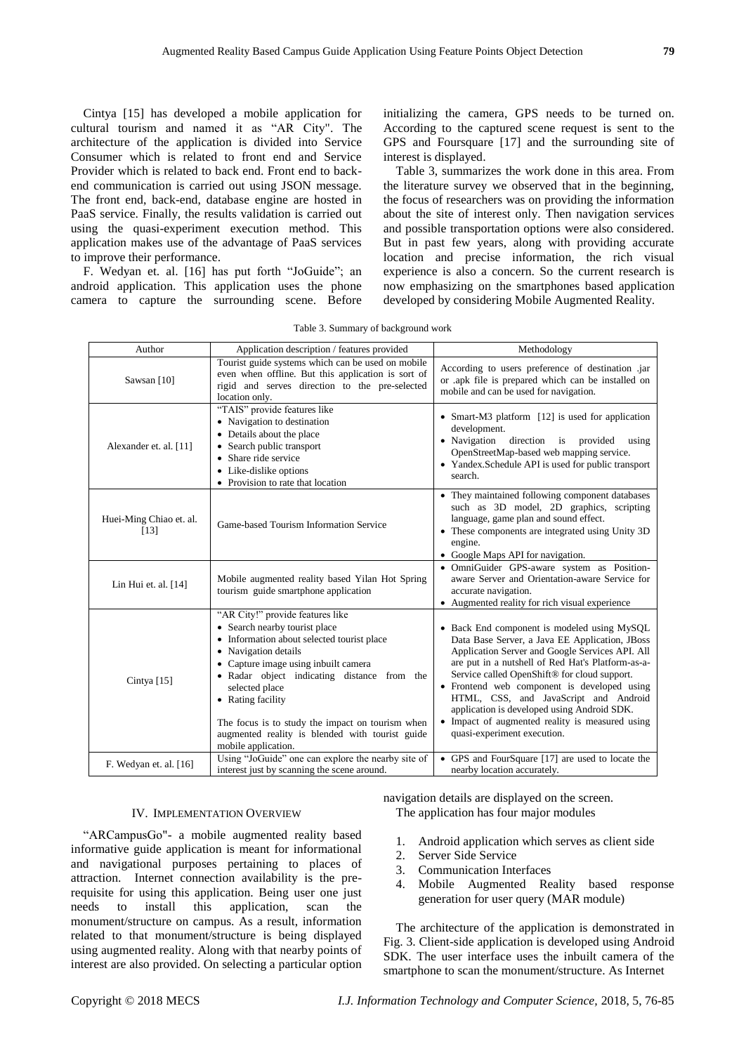Cintya [15] has developed a mobile application for cultural tourism and named it as "AR City". The architecture of the application is divided into Service Consumer which is related to front end and Service Provider which is related to back end. Front end to back-end communication is carried out using JSON message. The front end, back-end, database engine are hosted in PaaS service. Finally, the results validation is carried out using the quasi-experiment execution method. This application makes use of the advantage of PaaS services to improve their performance.

F. Wedyan et. al. [16] has put forth "JoGuide"; an android application. This application uses the phone camera to capture the surrounding scene. Before initializing the camera, GPS needs to be turned on. According to the captured scene request is sent to the GPS and Foursquare [17] and the surrounding site of interest is displayed.

Table 3, summarizes the work done in this area. From the literature survey we observed that in the beginning, the focus of researchers was on providing the information about the site of interest only. Then navigation services and possible transportation options were also considered. But in past few years, along with providing accurate location and precise information, the rich visual experience is also a concern. So the current research is now emphasizing on the smartphones based application developed by considering Mobile Augmented Reality.

Table 3. Summary of background work

| Author | Application description / features provided | Methodology |
|---|---|---|
| Sawsan [10] | Tourist guide systems which can be used on mobile even when offline. But this application is sort of rigid and serves direction to the pre-selected location only. | According to users preference of destination .jar or .apk file is prepared which can be installed on mobile and can be used for navigation. |
| Alexander et. al. [11] | "TAIS" provide features like<br>• Navigation to destination<br>• Details about the place<br>• Search public transport<br>• Share ride service<br>• Like-dislike options<br>• Provision to rate that location | • Smart-M3 platform [12] is used for application development.<br>• Navigation direction is provided using OpenStreetMap-based web mapping service.<br>• Yandex.Schedule API is used for public transport search. |
| Huei-Ming Chiao et. al. [13] | Game-based Tourism Information Service | • They maintained following component databases such as 3D model, 2D graphics, scripting language, game plan and sound effect.<br>• These components are integrated using Unity 3D engine.<br>• Google Maps API for navigation. |
| Lin Hui et. al. [14] | Mobile augmented reality based Yilan Hot Spring tourism guide smartphone application | • OmniGuider GPS-aware system as Position-aware Server and Orientation-aware Service for accurate navigation.<br>• Augmented reality for rich visual experience |
| Cintya [15] | "AR City!" provide features like<br>• Search nearby tourist place<br>• Information about selected tourist place<br>• Navigation details<br>• Capture image using inbuilt camera<br>• Radar object indicating distance from the selected place<br>• Rating facility<br><br>The focus is to study the impact on tourism when augmented reality is blended with tourist guide mobile application. | • Back End component is modeled using MySQL Data Base Server, a Java EE Application, JBoss Application Server and Google Services API. All are put in a nutshell of Red Hat's Platform-as-a-Service called OpenShift® for cloud support.<br>• Frontend web component is developed using HTML, CSS, and JavaScript and Android application is developed using Android SDK.<br>• Impact of augmented reality is measured using quasi-experiment execution. |
| F. Wedyan et. al. [16] | Using "JoGuide" one can explore the nearby site of interest just by scanning the scene around. | • GPS and FourSquare [17] are used to locate the nearby location accurately. |

## IV. Implementation Overview

"ARCampusGo"- a mobile augmented reality based informative guide application is meant for informational and navigational purposes pertaining to places of attraction. Internet connection availability is the pre-requisite for using this application. Being user one just needs to install this application, scan the monument/structure on campus. As a result, information related to that monument/structure is being displayed using augmented reality. Along with that nearby points of interest are also provided. On selecting a particular option navigation details are displayed on the screen.

The application has four major modules

1. Android application which serves as client side
2. Server Side Service
3. Communication Interfaces
4. Mobile Augmented Reality based response generation for user query (MAR module)

The architecture of the application is demonstrated in Fig. 3. Client-side application is developed using Android SDK. The user interface uses the inbuilt camera of the smartphone to scan the monument/structure. As Internet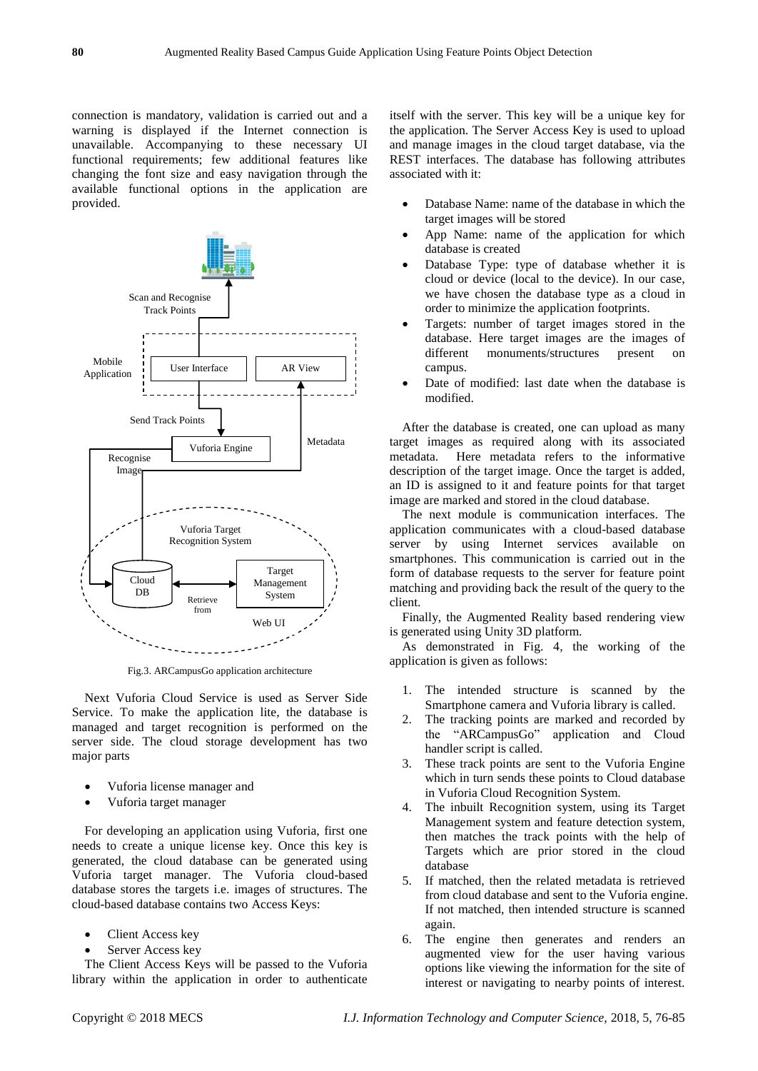connection is mandatory, validation is carried out and a warning is displayed if the Internet connection is unavailable. Accompanying to these necessary UI functional requirements; few additional features like changing the font size and easy navigation through the available functional options in the application are provided.

Fig.3. ARCampusGo application architecture

Next Vuforia Cloud Service is used as Server Side Service. To make the application lite, the database is managed and target recognition is performed on the server side. The cloud storage development has two major parts

- Vuforia license manager and
- Vuforia target manager

For developing an application using Vuforia, first one needs to create a unique license key. Once this key is generated, the cloud database can be generated using Vuforia target manager. The Vuforia cloud-based database stores the targets i.e. images of structures. The cloud-based database contains two Access Keys:

- Client Access key
- Server Access key

The Client Access Keys will be passed to the Vuforia library within the application in order to authenticate itself with the server. This key will be a unique key for the application. The Server Access Key is used to upload and manage images in the cloud target database, via the REST interfaces. The database has following attributes associated with it:

- Database Name: name of the database in which the target images will be stored
- App Name: name of the application for which database is created
- Database Type: type of database whether it is cloud or device (local to the device). In our case, we have chosen the database type as a cloud in order to minimize the application footprints.
- Targets: number of target images stored in the database. Here target images are the images of different monuments/structures present on campus.
- Date of modified: last date when the database is modified.

After the database is created, one can upload as many target images as required along with its associated metadata. Here metadata refers to the informative description of the target image. Once the target is added, an ID is assigned to it and feature points for that target image are marked and stored in the cloud database.

The next module is communication interfaces. The application communicates with a cloud-based database server by using Internet services available on smartphones. This communication is carried out in the form of database requests to the server for feature point matching and providing back the result of the query to the client.

Finally, the Augmented Reality based rendering view is generated using Unity 3D platform.

As demonstrated in Fig. 4, the working of the application is given as follows:

1. The intended structure is scanned by the Smartphone camera and Vuforia library is called.
2. The tracking points are marked and recorded by the "ARCampusGo" application and Cloud handler script is called.
3. These track points are sent to the Vuforia Engine which in turn sends these points to Cloud database in Vuforia Cloud Recognition System.
4. The inbuilt Recognition system, using its Target Management system and feature detection system, then matches the track points with the help of Targets which are prior stored in the cloud database
5. If matched, then the related metadata is retrieved from cloud database and sent to the Vuforia engine. If not matched, then intended structure is scanned again.
6. The engine then generates and renders an augmented view for the user having various options like viewing the information for the site of interest or navigating to nearby points of interest.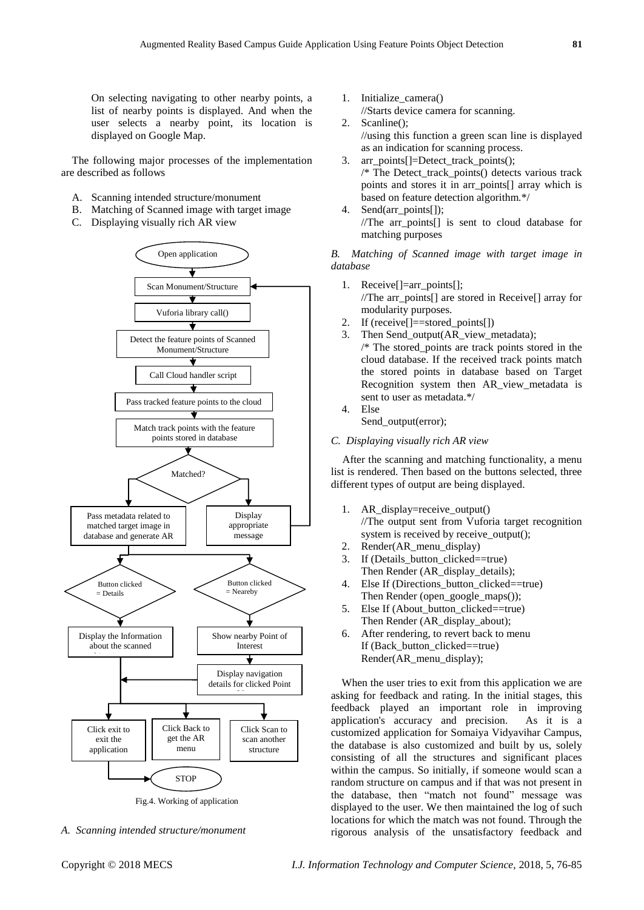On selecting navigating to other nearby points, a list of nearby points is displayed. And when the user selects a nearby point, its location is displayed on Google Map.

The following major processes of the implementation are described as follows

A. Scanning intended structure/monument
B. Matching of Scanned image with target image
C. Displaying visually rich AR view

Fig.4. Working of application

*A. Scanning intended structure/monument*

1. Initialize_camera()
   //Starts device camera for scanning.
2. Scanline();
   //using this function a green scan line is displayed as an indication for scanning process.
3. arr_points[]=Detect_track_points();
   /* The Detect_track_points() detects various track points and stores it in arr_points[] array which is based on feature detection algorithm.*/
4. Send(arr_points[]);
   //The arr_points[] is sent to cloud database for matching purposes

*B. Matching of Scanned image with target image in database*

1. Receive[]=arr_points[];
   //The arr_points[] are stored in Receive[] array for modularity purposes.
2. If (receive[]==stored_points[])
3. Then Send_output(AR_view_metadata);
   /* The stored_points are track points stored in the cloud database. If the received track points match the stored points in database based on Target Recognition system then AR_view_metadata is sent to user as metadata.*/
4. Else
   Send_output(error);

*C. Displaying visually rich AR view*

After the scanning and matching functionality, a menu list is rendered. Then based on the buttons selected, three different types of output are being displayed.

1. AR_display=receive_output()
   //The output sent from Vuforia target recognition system is received by receive_output();
2. Render(AR_menu_display)
3. If (Details_button_clicked==true)
   Then Render (AR_display_details);
4. Else If (Directions_button_clicked==true)
   Then Render (open_google_maps());
5. Else If (About_button_clicked==true)
   Then Render (AR_display_about);
6. After rendering, to revert back to menu
   If (Back_button_clicked==true)
   Render(AR_menu_display);

When the user tries to exit from this application we are asking for feedback and rating. In the initial stages, this feedback played an important role in improving application's accuracy and precision. As it is a customized application for Somaiya Vidyavihar Campus, the database is also customized and built by us, solely consisting of all the structures and significant places within the campus. So initially, if someone would scan a random structure on campus and if that was not present in the database, then "match not found" message was displayed to the user. We then maintained the log of such locations for which the match was not found. Through the rigorous analysis of the unsatisfactory feedback and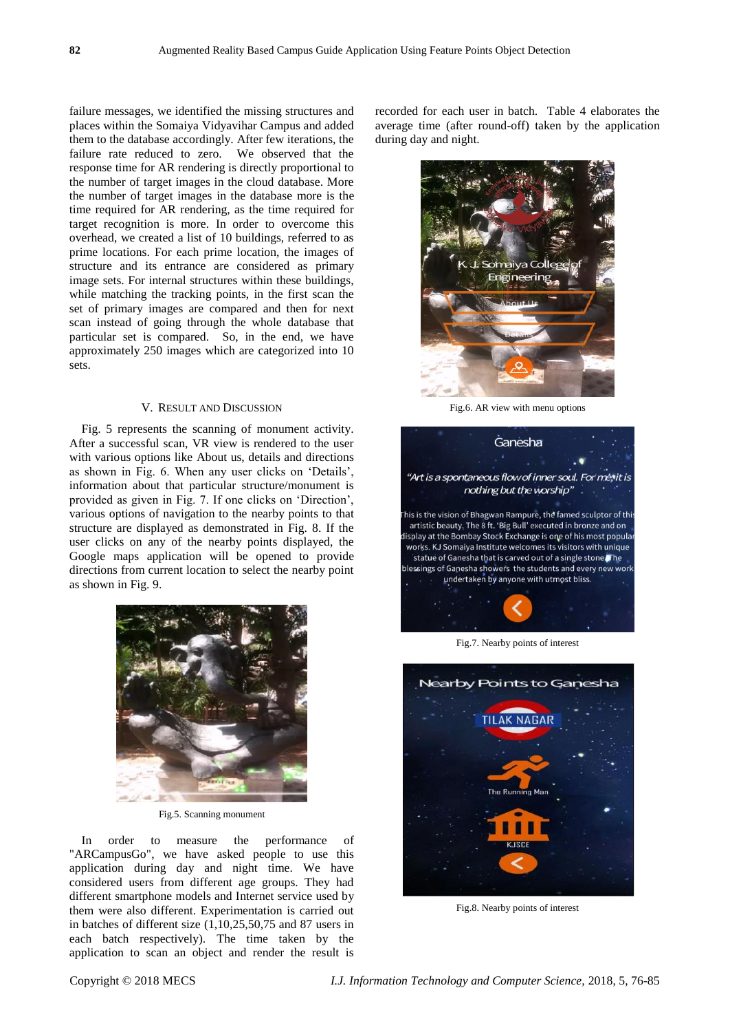failure messages, we identified the missing structures and places within the Somaiya Vidyavihar Campus and added them to the database accordingly. After few iterations, the failure rate reduced to zero. We observed that the response time for AR rendering is directly proportional to the number of target images in the cloud database. More the number of target images in the database more is the time required for AR rendering, as the time required for target recognition is more. In order to overcome this overhead, we created a list of 10 buildings, referred to as prime locations. For each prime location, the images of structure and its entrance are considered as primary image sets. For internal structures within these buildings, while matching the tracking points, in the first scan the set of primary images are compared and then for next scan instead of going through the whole database that particular set is compared. So, in the end, we have approximately 250 images which are categorized into 10 sets.

## V. Result and Discussion

Fig. 5 represents the scanning of monument activity. After a successful scan, VR view is rendered to the user with various options like About us, details and directions as shown in Fig. 6. When any user clicks on 'Details', information about that particular structure/monument is provided as given in Fig. 7. If one clicks on 'Direction', various options of navigation to the nearby points to that structure are displayed as demonstrated in Fig. 8. If the user clicks on any of the nearby points displayed, the Google maps application will be opened to provide directions from current location to select the nearby point as shown in Fig. 9.

Fig.5. Scanning monument

In order to measure the performance of "ARCampusGo", we have asked people to use this application during day and night time. We have considered users from different age groups. They had different smartphone models and Internet service used by them were also different. Experimentation is carried out in batches of different size (1,10,25,50,75 and 87 users in each batch respectively). The time taken by the application to scan an object and render the result is recorded for each user in batch. Table 4 elaborates the average time (after round-off) taken by the application during day and night.

Fig.6. AR view with menu options

Fig.7. Nearby points of interest

Fig.8. Nearby points of interest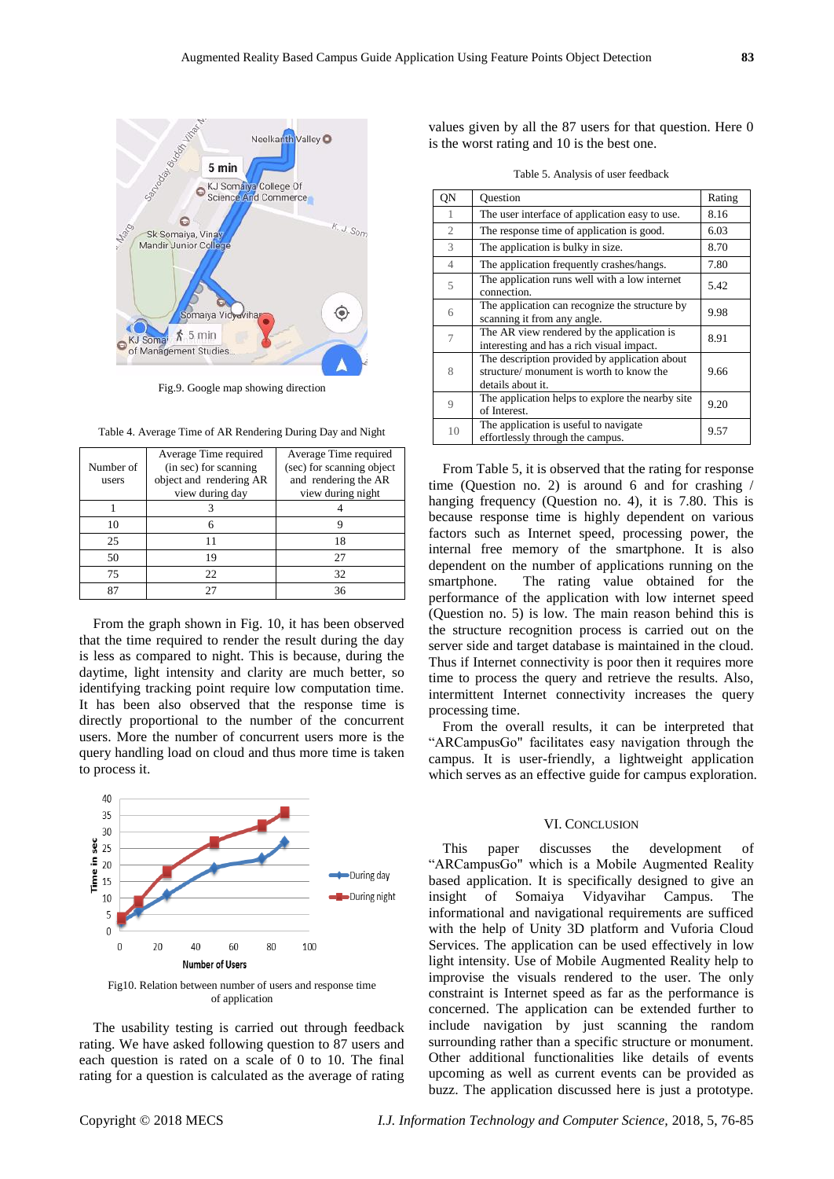Fig.9. Google map showing direction

Table 4. Average Time of AR Rendering During Day and Night

| Number of users | Average Time required (in sec) for scanning object and rendering AR view during day | Average Time required (sec) for scanning object and rendering the AR view during night |
|---|---|---|
| 1 | 3 | 4 |
| 10 | 6 | 9 |
| 25 | 11 | 18 |
| 50 | 19 | 27 |
| 75 | 22 | 32 |
| 87 | 27 | 36 |

From the graph shown in Fig. 10, it has been observed that the time required to render the result during the day is less as compared to night. This is because, during the daytime, light intensity and clarity are much better, so identifying tracking point require low computation time. It has been also observed that the response time is directly proportional to the number of the concurrent users. More the number of concurrent users more is the query handling load on cloud and thus more time is taken to process it.

Fig10. Relation between number of users and response time of application

The usability testing is carried out through feedback rating. We have asked following question to 87 users and each question is rated on a scale of 0 to 10. The final rating for a question is calculated as the average of rating values given by all the 87 users for that question. Here 0 is the worst rating and 10 is the best one.

Table 5. Analysis of user feedback

| QN | Question | Rating |
|---|---|---|
| 1 | The user interface of application easy to use. | 8.16 |
| 2 | The response time of application is good. | 6.03 |
| 3 | The application is bulky in size. | 8.70 |
| 4 | The application frequently crashes/hangs. | 7.80 |
| 5 | The application runs well with a low internet connection. | 5.42 |
| 6 | The application can recognize the structure by scanning it from any angle. | 9.98 |
| 7 | The AR view rendered by the application is interesting and has a rich visual impact. | 8.91 |
| 8 | The description provided by application about structure/ monument is worth to know the details about it. | 9.66 |
| 9 | The application helps to explore the nearby site of Interest. | 9.20 |
| 10 | The application is useful to navigate effortlessly through the campus. | 9.57 |

From Table 5, it is observed that the rating for response time (Question no. 2) is around 6 and for crashing / hanging frequency (Question no. 4), it is 7.80. This is because response time is highly dependent on various factors such as Internet speed, processing power, the internal free memory of the smartphone. It is also dependent on the number of applications running on the smartphone. The rating value obtained for the performance of the application with low internet speed (Question no. 5) is low. The main reason behind this is the structure recognition process is carried out on the server side and target database is maintained in the cloud. Thus if Internet connectivity is poor then it requires more time to process the query and retrieve the results. Also, intermittent Internet connectivity increases the query processing time.

From the overall results, it can be interpreted that "ARCampusGo" facilitates easy navigation through the campus. It is user-friendly, a lightweight application which serves as an effective guide for campus exploration.

## VI. Conclusion

This paper discusses the development of "ARCampusGo" which is a Mobile Augmented Reality based application. It is specifically designed to give an insight of Somaiya Vidyavihar Campus. The informational and navigational requirements are sufficed with the help of Unity 3D platform and Vuforia Cloud Services. The application can be used effectively in low light intensity. Use of Mobile Augmented Reality help to improvise the visuals rendered to the user. The only constraint is Internet speed as far as the performance is concerned. The application can be extended further to include navigation by just scanning the random surrounding rather than a specific structure or monument. Other additional functionalities like details of events upcoming as well as current events can be provided as buzz. The application discussed here is just a prototype.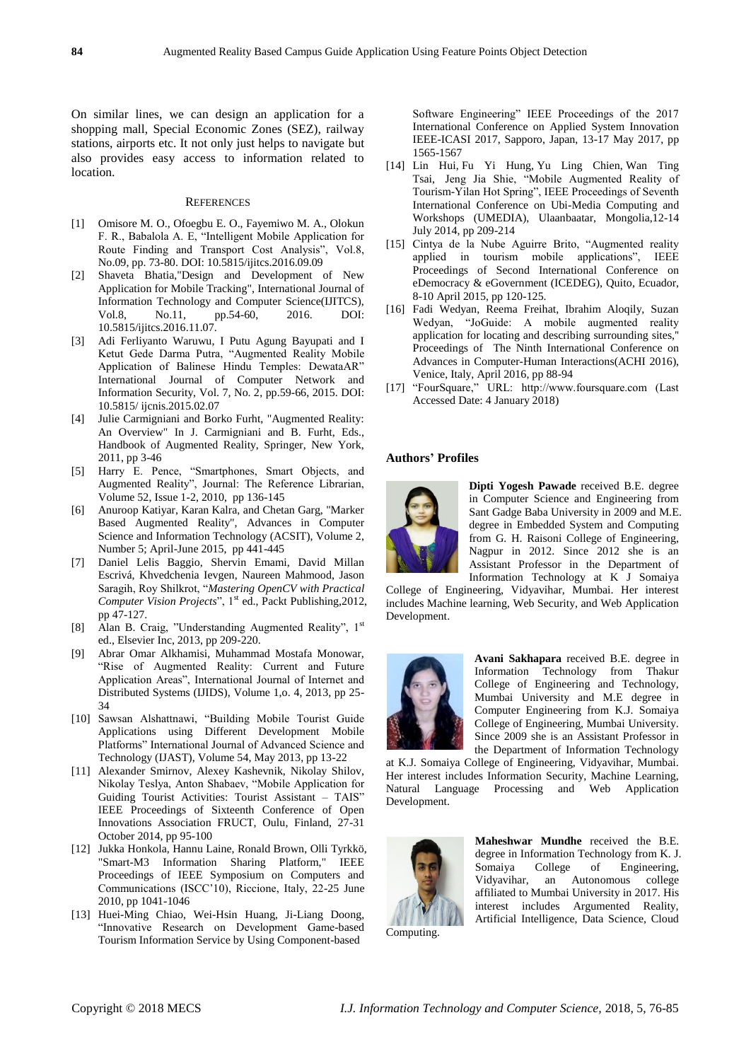On similar lines, we can design an application for a shopping mall, Special Economic Zones (SEZ), railway stations, airports etc. It not only just helps to navigate but also provides easy access to information related to location.

## REFERENCES

[1] Omisore M. O., Ofoegbu E. O., Fayemiwo M. A., Olokun F. R., Babalola A. E, "Intelligent Mobile Application for Route Finding and Transport Cost Analysis", Vol.8, No.09, pp. 73-80. DOI: 10.5815/ijitcs.2016.09.09

[2] Shaveta Bhatia,"Design and Development of New Application for Mobile Tracking", International Journal of Information Technology and Computer Science(IJITCS), Vol.8, No.11, pp.54-60, 2016. DOI: 10.5815/ijitcs.2016.11.07.

[3] Adi Ferliyanto Waruwu, I Putu Agung Bayupati and I Ketut Gede Darma Putra, "Augmented Reality Mobile Application of Balinese Hindu Temples: DewataAR" International Journal of Computer Network and Information Security, Vol. 7, No. 2, pp.59-66, 2015. DOI: 10.5815/ ijcnis.2015.02.07

[4] Julie Carmigniani and Borko Furht, "Augmented Reality: An Overview" In J. Carmigniani and B. Furht, Eds., Handbook of Augmented Reality, Springer, New York, 2011, pp 3-46

[5] Harry E. Pence, "Smartphones, Smart Objects, and Augmented Reality", Journal: The Reference Librarian, Volume 52, Issue 1-2, 2010, pp 136-145

[6] Anuroop Katiyar, Karan Kalra, and Chetan Garg, "Marker Based Augmented Reality", Advances in Computer Science and Information Technology (ACSIT), Volume 2, Number 5; April-June 2015, pp 441-445

[7] Daniel Lelis Baggio, Shervin Emami, David Millan Escrivá, Khvedchenia Ievgen, Naureen Mahmood, Jason Saragih, Roy Shilkrot, "*Mastering OpenCV with Practical Computer Vision Projects*", 1st ed., Packt Publishing,2012, pp 47-127.

[8] Alan B. Craig, "Understanding Augmented Reality", 1st ed., Elsevier Inc, 2013, pp 209-220.

[9] Abrar Omar Alkhamisi, Muhammad Mostafa Monowar, "Rise of Augmented Reality: Current and Future Application Areas", International Journal of Internet and Distributed Systems (IJIDS), Volume 1,o. 4, 2013, pp 25-34

[10] Sawsan Alshattnawi, "Building Mobile Tourist Guide Applications using Different Development Mobile Platforms" International Journal of Advanced Science and Technology (IJAST), Volume 54, May 2013, pp 13-22

[11] Alexander Smirnov, Alexey Kashevnik, Nikolay Shilov, Nikolay Teslya, Anton Shabaev, "Mobile Application for Guiding Tourist Activities: Tourist Assistant – TAIS" IEEE Proceedings of Sixteenth Conference of Open Innovations Association FRUCT, Oulu, Finland, 27-31 October 2014, pp 95-100

[12] Jukka Honkola, Hannu Laine, Ronald Brown, Olli Tyrkkö, "Smart-M3 Information Sharing Platform," IEEE Proceedings of IEEE Symposium on Computers and Communications (ISCC'10), Riccione, Italy, 22-25 June 2010, pp 1041-1046

[13] Huei-Ming Chiao, Wei-Hsin Huang, Ji-Liang Doong, "Innovative Research on Development Game-based Tourism Information Service by Using Component-based Software Engineering" IEEE Proceedings of the 2017 International Conference on Applied System Innovation IEEE-ICASI 2017, Sapporo, Japan, 13-17 May 2017, pp 1565-1567

[14] Lin Hui, Fu Yi Hung, Yu Ling Chien, Wan Ting Tsai, Jeng Jia Shie, "Mobile Augmented Reality of Tourism-Yilan Hot Spring", IEEE Proceedings of Seventh International Conference on Ubi-Media Computing and Workshops (UMEDIA), Ulaanbaatar, Mongolia,12-14 July 2014, pp 209-214

[15] Cintya de la Nube Aguirre Brito, "Augmented reality applied in tourism mobile applications", IEEE Proceedings of Second International Conference on eDemocracy & eGovernment (ICEDEG), Quito, Ecuador, 8-10 April 2015, pp 120-125.

[16] Fadi Wedyan, Reema Freihat, Ibrahim Aloqily, Suzan Wedyan, "JoGuide: A mobile augmented reality application for locating and describing surrounding sites," Proceedings of The Ninth International Conference on Advances in Computer-Human Interactions(ACHI 2016), Venice, Italy, April 2016, pp 88-94

[17] "FourSquare," URL: http://www.foursquare.com (Last Accessed Date: 4 January 2018)

## Authors' Profiles

**Dipti Yogesh Pawade** received B.E. degree in Computer Science and Engineering from Sant Gadge Baba University in 2009 and M.E. degree in Embedded System and Computing from G. H. Raisoni College of Engineering, Nagpur in 2012. Since 2012 she is an Assistant Professor in the Department of Information Technology at K J Somaiya College of Engineering, Vidyavihar, Mumbai. Her interest includes Machine learning, Web Security, and Web Application Development.

**Avani Sakhapara** received B.E. degree in Information Technology from Thakur College of Engineering and Technology, Mumbai University and M.E degree in Computer Engineering from K.J. Somaiya College of Engineering, Mumbai University. Since 2009 she is an Assistant Professor in the Department of Information Technology at K.J. Somaiya College of Engineering, Vidyavihar, Mumbai. Her interest includes Information Security, Machine Learning, Natural Language Processing and Web Application Development.

**Maheshwar Mundhe** received the B.E. degree in Information Technology from K. J. Somaiya College of Engineering, Vidyavihar, an Autonomous college affiliated to Mumbai University in 2017. His interest includes Argumented Reality, Artificial Intelligence, Data Science, Cloud Computing.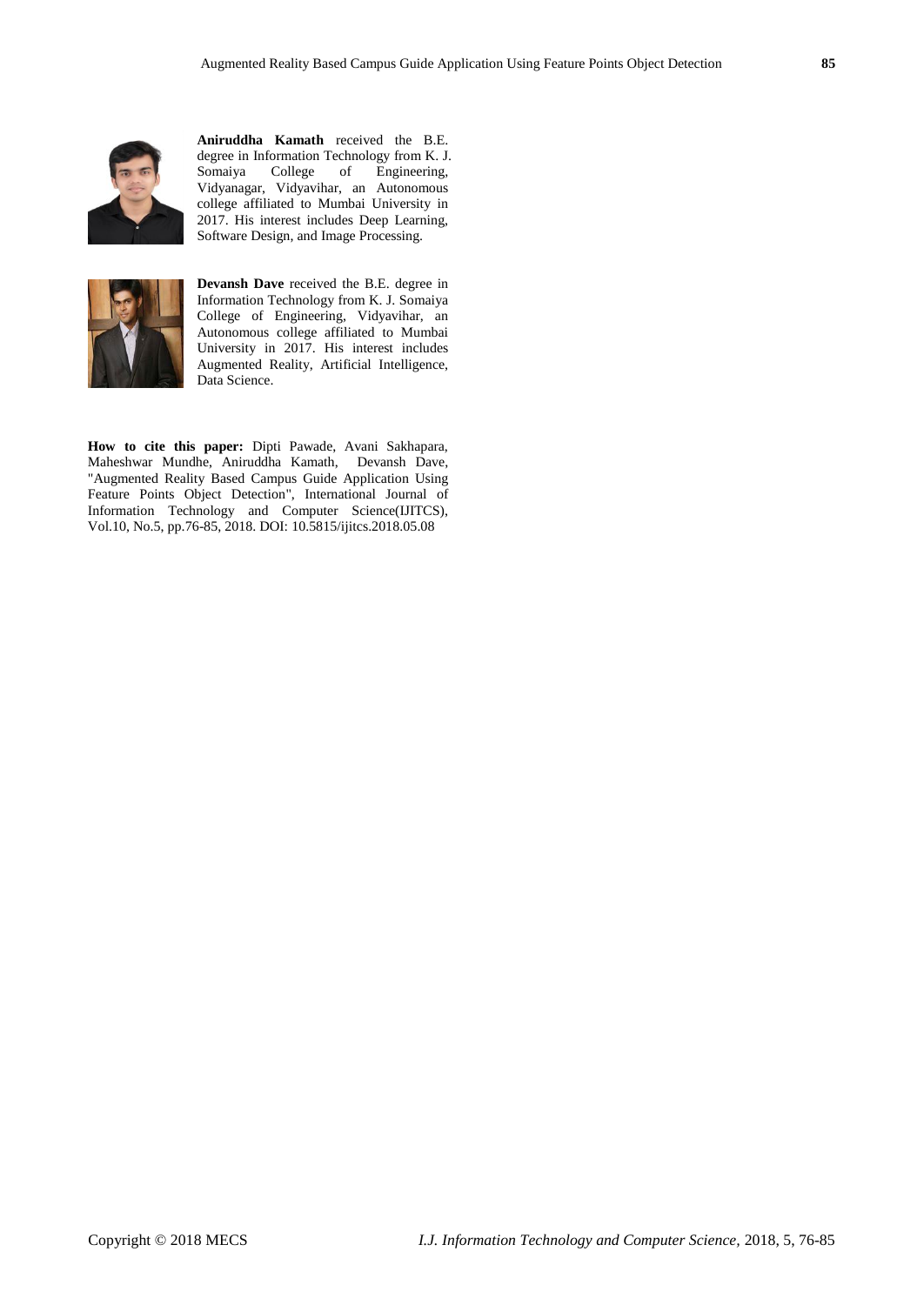**Aniruddha Kamath** received the B.E. degree in Information Technology from K. J. Somaiya College of Engineering, Vidyanagar, Vidyavihar, an Autonomous college affiliated to Mumbai University in 2017. His interest includes Deep Learning, Software Design, and Image Processing.

**Devansh Dave** received the B.E. degree in Information Technology from K. J. Somaiya College of Engineering, Vidyavihar, an Autonomous college affiliated to Mumbai University in 2017. His interest includes Augmented Reality, Artificial Intelligence, Data Science.

**How to cite this paper:** Dipti Pawade, Avani Sakhapara, Maheshwar Mundhe, Aniruddha Kamath, Devansh Dave, "Augmented Reality Based Campus Guide Application Using Feature Points Object Detection", International Journal of Information Technology and Computer Science(IJITCS), Vol.10, No.5, pp.76-85, 2018. DOI: 10.5815/ijitcs.2018.05.08